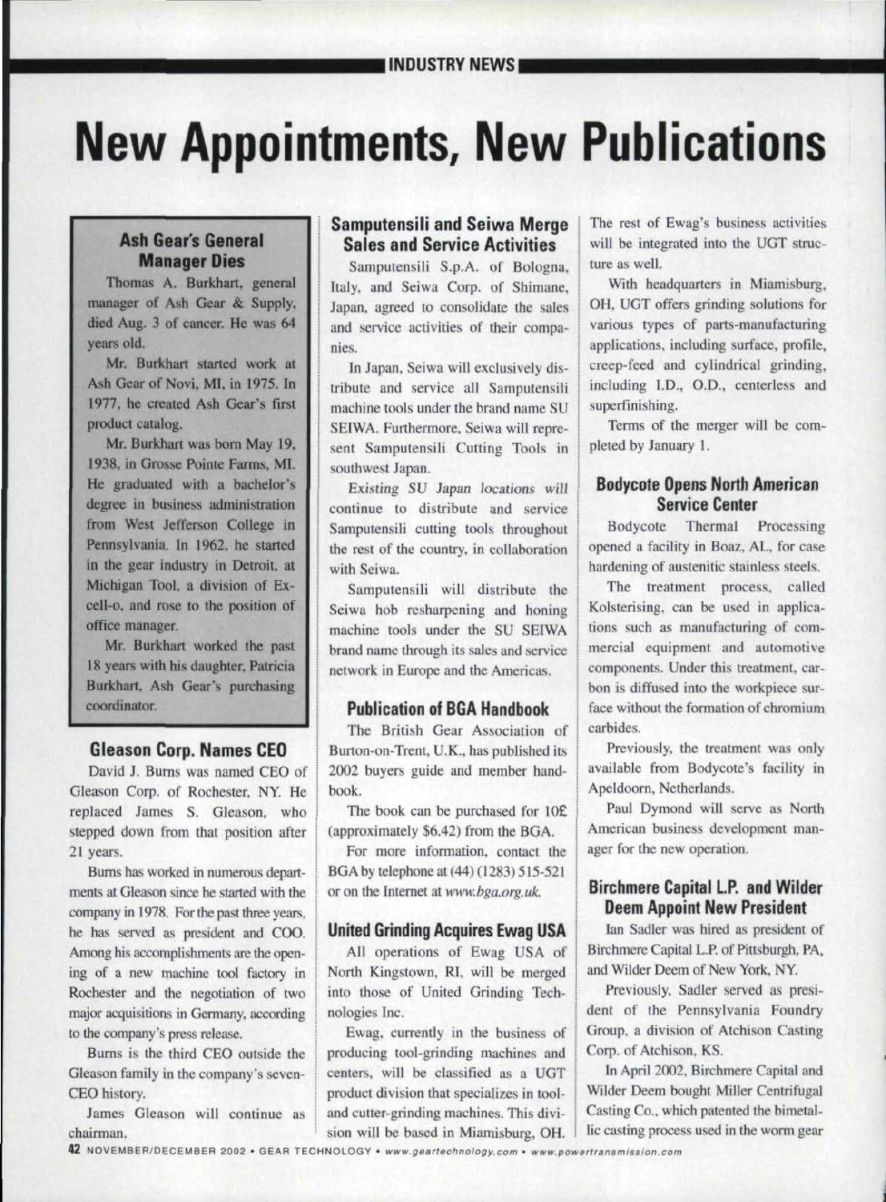# New Appointments, New Publications

### Ash Gear's General Manager Dies

Thomas A. Burkhart, general manager of Ash Gear & Supply, died Aug. 3 of cancer. He was 64 years old.

Mr. Burkhart started work at Ash Gear of Novi, MI, in 1975. In 1977, he created Ash Gear's first product catalog.

Mr. Burkhart was born May 19, 1938, in Grosse Pointe Farms, MI. He graduated with a bachelor's degree in business administration from West Jefferson College in Pennsylvania. In 1962, he started in the gear industry in Detroit, at Michigan Tool, a division of Excell-o, and rose to the position of office manager.

Mr. Burkhart worked the past 18 years with his daughter, Patricia Burkhart, Ash Gear's purchasing coordinator.

### Gleason Corp. Names CEO

David J. Burns was named CEO of Gleason Corp. of Rochester, NY. He replaced James S. Gleason, who stepped down from that position after 21 years.

Burns has worked in numerous departments at Gleason since he started with the company in 1978. For the past three years, he has served as president and COO. Among his accomplishments are the opening of a new machine tool factory in Rochester and the negotiation of two major acquisitions in Germany, according to the company's press release.

Burns is the third CEO outside the Gleason family in the company's seven-CEO history.

James Gleason will continue as chairman.

### Samputensili and Seiwa Merge Sales and Service Activities

Samputensili S.p.A. of Bologna, Italy, and Seiwa Corp. of Shimane, Japan, agreed to consolidate the sales and service activities of their companies.

In Japan, Seiwa will exclusively distribute and service all Samputensili machine tools under the brand name SU SEIWA. Furthermore, Seiwa will represent Samputensili Cutting Tools in southwest Japan.

Existing SU Japan locations will continue to distribute and service Samputensili cutting tools throughout the rest of the country, in collaboration with Seiwa.

Samputensili will distribute the Seiwa hob resharpening and honing machine tools under the SU SEIWA brand name through its sales and service network in Europe and the Americas.

### Publication of BGA Handbook

The British Gear Association of Burton-on-Trent, U.K., has published its 2002 buyers guide and member handbook.

The book can be purchased for 10£ (approximately $6.42) from the BGA.

For more information, contact the BGA by telephone at (44) (1283) 515-521 or on the Internet at *www.bga.org.uk*.

### United Grinding Acquires Ewag USA

All operations of Ewag USA of North Kingstown, RI, will be merged into those of United Grinding Technologies Inc.

Ewag, currently in the business of producing tool-grinding machines and centers, will be classified as a UGT product division that specializes in tool- and cutter-grinding machines. This division will be based in Miamisburg, OH. The rest of Ewag's business activities will be integrated into the UGT structure as well.

With headquarters in Miamisburg, OH, UGT offers grinding solutions for various types of parts-manufacturing applications, including surface, profile, creep-feed and cylindrical grinding, including I.D., O.D., centerless and superfinishing.

Terms of the merger will be completed by January 1.

### Bodycote Opens North American Service Center

Bodycote Thermal Processing opened a facility in Boaz, AL, for case hardening of austenitic stainless steels.

The treatment process, called Kolsterising, can be used in applications such as manufacturing of commercial equipment and automotive components. Under this treatment, carbon is diffused into the workpiece surface without the formation of chromium carbides.

Previously, the treatment was only available from Bodycote's facility in Apeldoorn, Netherlands.

Paul Dymond will serve as North American business development manager for the new operation.

### Birchmere Capital L.P. and Wilder Deem Appoint New President

Ian Sadler was hired as president of Birchmere Capital L.P. of Pittsburgh, PA, and Wilder Deem of New York, NY.

Previously, Sadler served as president of the Pennsylvania Foundry Group, a division of Atchison Casting Corp. of Atchison, KS.

In April 2002, Birchmere Capital and Wilder Deem bought Miller Centrifugal Casting Co., which patented the bimetallic casting process used in the worm gear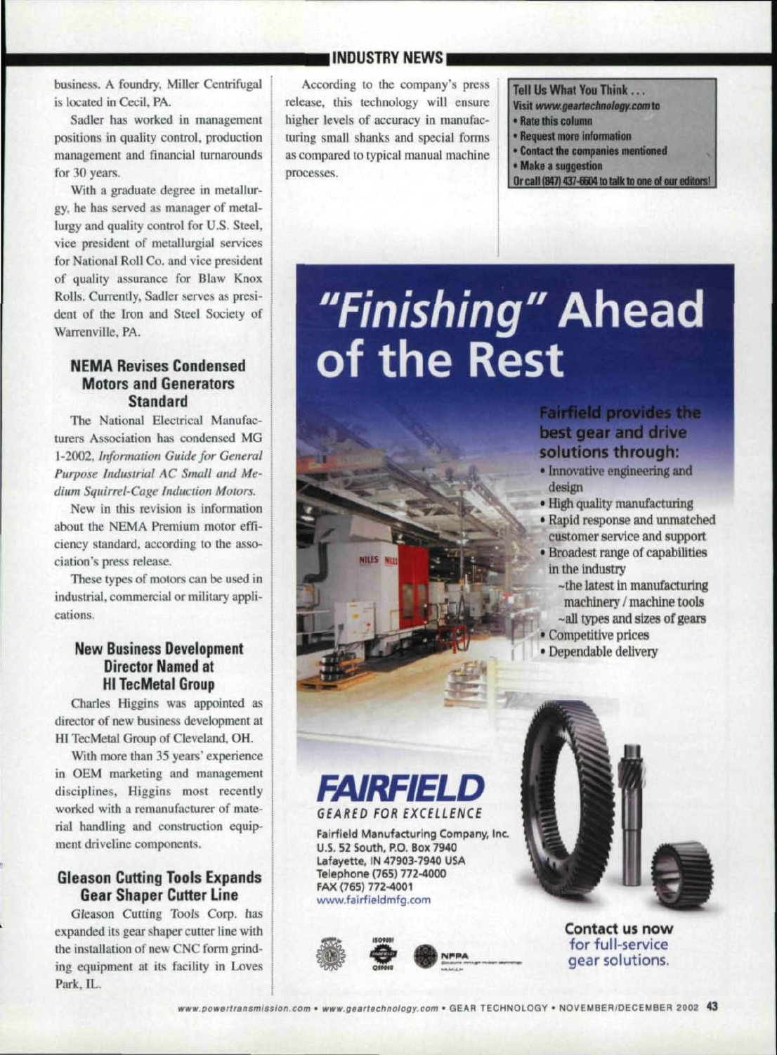business. A foundry, Miller Centrifugal is located in Cecil, PA.

Sadler has worked in management positions in quality control, production management and financial turnarounds for 30 years.

With a graduate degree in metallurgy, he has served as manager of metallurgy and quality control for U.S. Steel, vice president of metallurgial services for National Roll Co. and vice president of quality assurance for Blaw Knox Rolls. Currently, Sadler serves as president of the Iron and Steel Society of Warrenville, PA.

### NEMA Revises Condensed Motors and Generators Standard

The National Electrical Manufacturers Association has condensed MG 1-2002, *Information Guide for General Purpose Industrial AC Small and Medium Squirrel-Cage Induction Motors.*

New in this revision is information about the NEMA Premium motor efficiency standard, according to the association's press release.

These types of motors can be used in industrial, commercial or military applications.

### New Business Development Director Named at HI TecMetal Group

Charles Higgins was appointed as director of new business development at HI TecMetal Group of Cleveland, OH.

With more than 35 years' experience in OEM marketing and management disciplines, Higgins most recently worked with a remanufacturer of material handling and construction equipment driveline components.

### Gleason Cutting Tools Expands Gear Shaper Cutter Line

Gleason Cutting Tools Corp. has expanded its gear shaper cutter line with the installation of new CNC form grinding equipment at its facility in Loves Park, IL.

According to the company's press release, this technology will ensure higher levels of accuracy in manufacturing small shanks and special forms as compared to typical manual machine processes.

**Tell Us What You Think . . .**
Visit *www.geartechnology.com* to
- Rate this column
- Request more information
- Contact the companies mentioned
- Make a suggestion

Or call (847) 437-6604 to talk to one of our editors!

# "Finishing" Ahead of the Rest

**Fairfield provides the best gear and drive solutions through:**

- Innovative engineering and design
- High quality manufacturing
- Rapid response and unmatched customer service and support
- Broadest range of capabilities in the industry
  - ~the latest in manufacturing machinery / machine tools
  - ~all types and sizes of gears
- Competitive prices
- Dependable delivery

**FAIRFIELD**
*GEARED FOR EXCELLENCE*

Fairfield Manufacturing Company, Inc.
U.S. 52 South, P.O. Box 7940
Lafayette, IN 47903-7940 USA
Telephone (765) 772-4000
FAX (765) 772-4001
www.fairfieldmfg.com

**Contact us now** for full-service gear solutions.